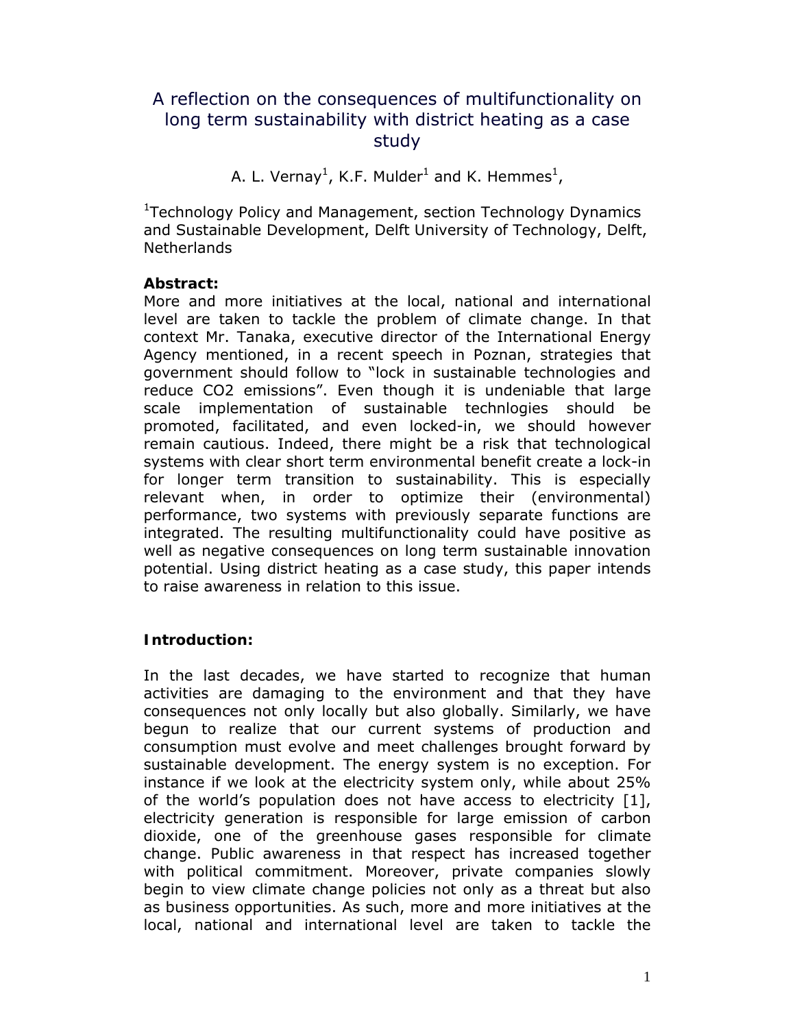# A reflection on the consequences of multifunctionality on long term sustainability with district heating as a case study

A. L. Vernay[1], K.F. Mulder[1] and K. Hemmes[1],

[1]Technology Policy and Management, section Technology Dynamics and Sustainable Development, Delft University of Technology, Delft, Netherlands

**Abstract:**

More and more initiatives at the local, national and international level are taken to tackle the problem of climate change. In that context Mr. Tanaka, executive director of the International Energy Agency mentioned, in a recent speech in Poznan, strategies that government should follow to "lock in sustainable technologies and reduce CO2 emissions". Even though it is undeniable that large scale implementation of sustainable technlogies should be promoted, facilitated, and even locked-in, we should however remain cautious. Indeed, there might be a risk that technological systems with clear short term environmental benefit create a lock-in for longer term transition to sustainability. This is especially relevant when, in order to optimize their (environmental) performance, two systems with previously separate functions are integrated. The resulting multifunctionality could have positive as well as negative consequences on long term sustainable innovation potential. Using district heating as a case study, this paper intends to raise awareness in relation to this issue.

**Introduction:**

In the last decades, we have started to recognize that human activities are damaging to the environment and that they have consequences not only locally but also globally. Similarly, we have begun to realize that our current systems of production and consumption must evolve and meet challenges brought forward by sustainable development. The energy system is no exception. For instance if we look at the electricity system only, while about 25% of the world's population does not have access to electricity [1], electricity generation is responsible for large emission of carbon dioxide, one of the greenhouse gases responsible for climate change. Public awareness in that respect has increased together with political commitment. Moreover, private companies slowly begin to view climate change policies not only as a threat but also as business opportunities. As such, more and more initiatives at the local, national and international level are taken to tackle the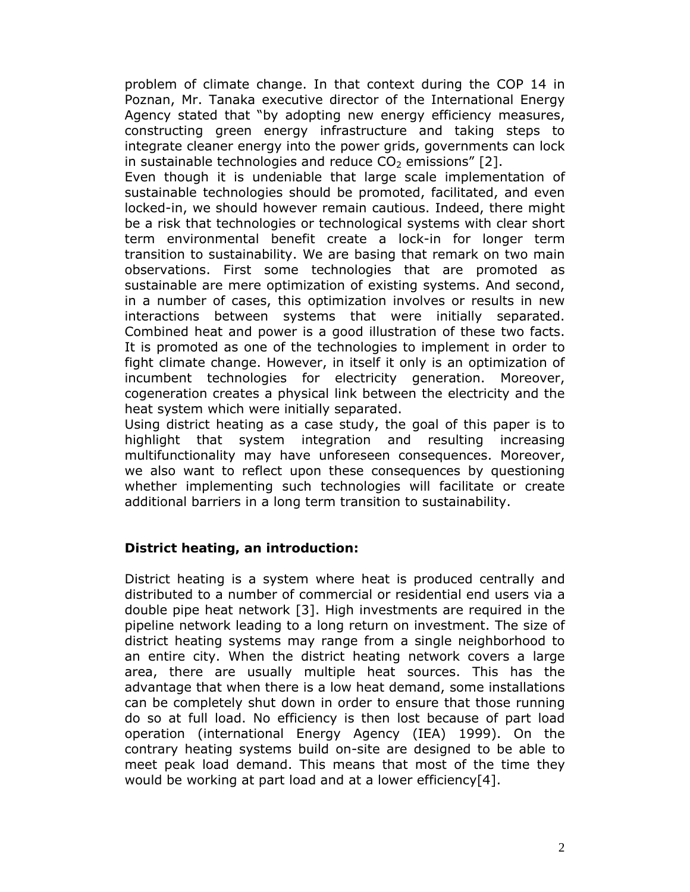problem of climate change. In that context during the COP 14 in Poznan, Mr. Tanaka executive director of the International Energy Agency stated that "by adopting new energy efficiency measures, constructing green energy infrastructure and taking steps to integrate cleaner energy into the power grids, governments can lock in sustainable technologies and reduce $CO_2$ emissions" [2].

Even though it is undeniable that large scale implementation of sustainable technologies should be promoted, facilitated, and even locked-in, we should however remain cautious. Indeed, there might be a risk that technologies or technological systems with clear short term environmental benefit create a lock-in for longer term transition to sustainability. We are basing that remark on two main observations. First some technologies that are promoted as sustainable are mere optimization of existing systems. And second, in a number of cases, this optimization involves or results in new interactions between systems that were initially separated. Combined heat and power is a good illustration of these two facts. It is promoted as one of the technologies to implement in order to fight climate change. However, in itself it only is an optimization of incumbent technologies for electricity generation. Moreover, cogeneration creates a physical link between the electricity and the heat system which were initially separated.

Using district heating as a case study, the goal of this paper is to highlight that system integration and resulting increasing multifunctionality may have unforeseen consequences. Moreover, we also want to reflect upon these consequences by questioning whether implementing such technologies will facilitate or create additional barriers in a long term transition to sustainability.

## District heating, an introduction:

District heating is a system where heat is produced centrally and distributed to a number of commercial or residential end users via a double pipe heat network [3]. High investments are required in the pipeline network leading to a long return on investment. The size of district heating systems may range from a single neighborhood to an entire city. When the district heating network covers a large area, there are usually multiple heat sources. This has the advantage that when there is a low heat demand, some installations can be completely shut down in order to ensure that those running do so at full load. No efficiency is then lost because of part load operation (international Energy Agency (IEA) 1999). On the contrary heating systems build on-site are designed to be able to meet peak load demand. This means that most of the time they would be working at part load and at a lower efficiency[4].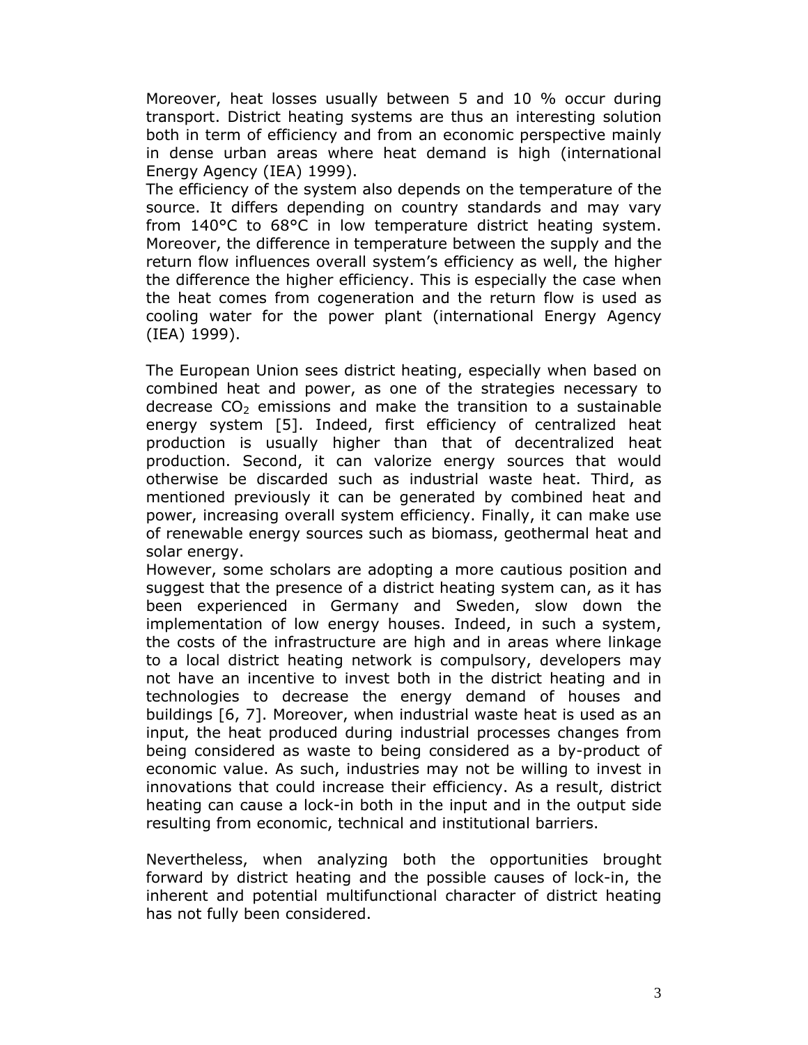Moreover, heat losses usually between 5 and 10 % occur during transport. District heating systems are thus an interesting solution both in term of efficiency and from an economic perspective mainly in dense urban areas where heat demand is high (international Energy Agency (IEA) 1999).
The efficiency of the system also depends on the temperature of the source. It differs depending on country standards and may vary from 140°C to 68°C in low temperature district heating system. Moreover, the difference in temperature between the supply and the return flow influences overall system's efficiency as well, the higher the difference the higher efficiency. This is especially the case when the heat comes from cogeneration and the return flow is used as cooling water for the power plant (international Energy Agency (IEA) 1999).

The European Union sees district heating, especially when based on combined heat and power, as one of the strategies necessary to decrease $CO_2$ emissions and make the transition to a sustainable energy system [5]. Indeed, first efficiency of centralized heat production is usually higher than that of decentralized heat production. Second, it can valorize energy sources that would otherwise be discarded such as industrial waste heat. Third, as mentioned previously it can be generated by combined heat and power, increasing overall system efficiency. Finally, it can make use of renewable energy sources such as biomass, geothermal heat and solar energy.
However, some scholars are adopting a more cautious position and suggest that the presence of a district heating system can, as it has been experienced in Germany and Sweden, slow down the implementation of low energy houses. Indeed, in such a system, the costs of the infrastructure are high and in areas where linkage to a local district heating network is compulsory, developers may not have an incentive to invest both in the district heating and in technologies to decrease the energy demand of houses and buildings [6, 7]. Moreover, when industrial waste heat is used as an input, the heat produced during industrial processes changes from being considered as waste to being considered as a by-product of economic value. As such, industries may not be willing to invest in innovations that could increase their efficiency. As a result, district heating can cause a lock-in both in the input and in the output side resulting from economic, technical and institutional barriers.

Nevertheless, when analyzing both the opportunities brought forward by district heating and the possible causes of lock-in, the inherent and potential multifunctional character of district heating has not fully been considered.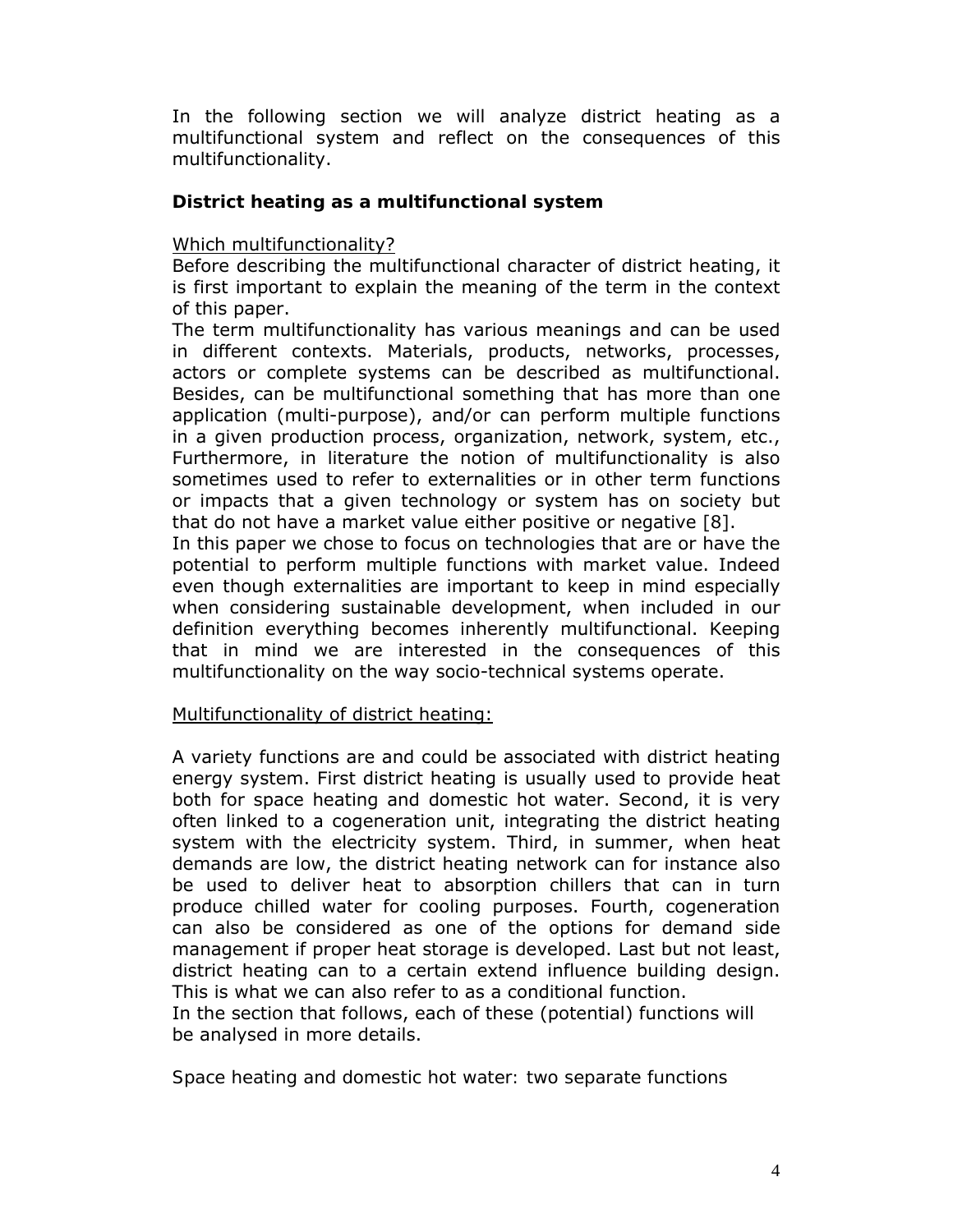In the following section we will analyze district heating as a multifunctional system and reflect on the consequences of this multifunctionality.

## District heating as a multifunctional system

Which multifunctionality?

Before describing the multifunctional character of district heating, it is first important to explain the meaning of the term in the context of this paper.

The term multifunctionality has various meanings and can be used in different contexts. Materials, products, networks, processes, actors or complete systems can be described as multifunctional. Besides, can be multifunctional something that has more than one application (multi-purpose), and/or can perform multiple functions in a given production process, organization, network, system, etc., Furthermore, in literature the notion of multifunctionality is also sometimes used to refer to externalities or in other term functions or impacts that a given technology or system has on society but that do not have a market value either positive or negative [8].

In this paper we chose to focus on technologies that are or have the potential to perform multiple functions with market value. Indeed even though externalities are important to keep in mind especially when considering sustainable development, when included in our definition everything becomes inherently multifunctional. Keeping that in mind we are interested in the consequences of this multifunctionality on the way socio-technical systems operate.

Multifunctionality of district heating:

A variety functions are and could be associated with district heating energy system. First district heating is usually used to provide heat both for space heating and domestic hot water. Second, it is very often linked to a cogeneration unit, integrating the district heating system with the electricity system. Third, in summer, when heat demands are low, the district heating network can for instance also be used to deliver heat to absorption chillers that can in turn produce chilled water for cooling purposes. Fourth, cogeneration can also be considered as one of the options for demand side management if proper heat storage is developed. Last but not least, district heating can to a certain extend influence building design. This is what we can also refer to as a conditional function.

In the section that follows, each of these (potential) functions will be analysed in more details.

Space heating and domestic hot water: two separate functions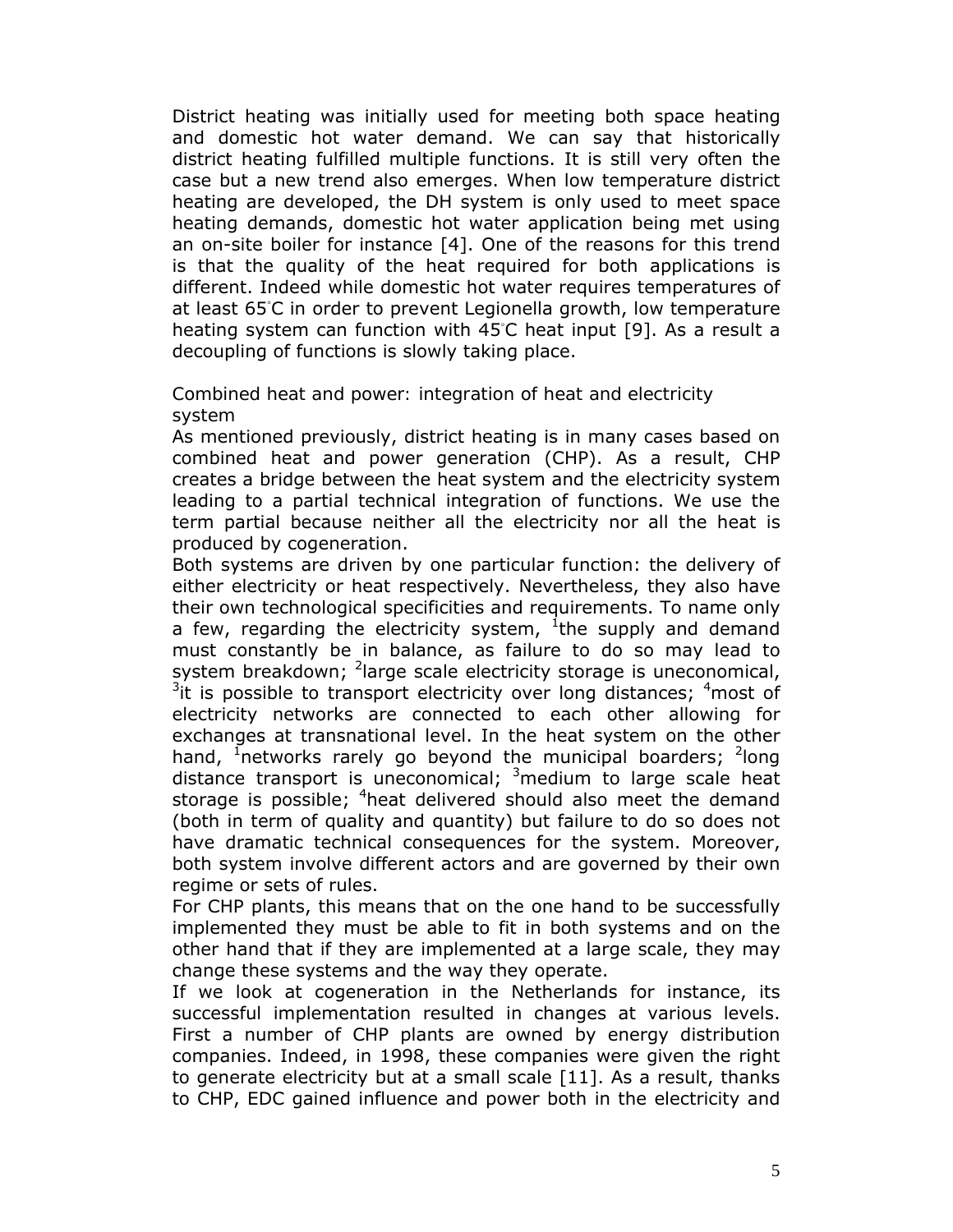District heating was initially used for meeting both space heating and domestic hot water demand. We can say that historically district heating fulfilled multiple functions. It is still very often the case but a new trend also emerges. When low temperature district heating are developed, the DH system is only used to meet space heating demands, domestic hot water application being met using an on-site boiler for instance [4]. One of the reasons for this trend is that the quality of the heat required for both applications is different. Indeed while domestic hot water requires temperatures of at least 65°C in order to prevent Legionella growth, low temperature heating system can function with 45°C heat input [9]. As a result a decoupling of functions is slowly taking place.

Combined heat and power: integration of heat and electricity system

As mentioned previously, district heating is in many cases based on combined heat and power generation (CHP). As a result, CHP creates a bridge between the heat system and the electricity system leading to a partial technical integration of functions. We use the term partial because neither all the electricity nor all the heat is produced by cogeneration.

Both systems are driven by one particular function: the delivery of either electricity or heat respectively. Nevertheless, they also have their own technological specificities and requirements. To name only a few, regarding the electricity system, [1]the supply and demand must constantly be in balance, as failure to do so may lead to system breakdown; [2]large scale electricity storage is uneconomical, [3]it is possible to transport electricity over long distances; [4]most of electricity networks are connected to each other allowing for exchanges at transnational level. In the heat system on the other hand, [1]networks rarely go beyond the municipal boarders; [2]long distance transport is uneconomical; [3]medium to large scale heat storage is possible; [4]heat delivered should also meet the demand (both in term of quality and quantity) but failure to do so does not have dramatic technical consequences for the system. Moreover, both system involve different actors and are governed by their own regime or sets of rules.

For CHP plants, this means that on the one hand to be successfully implemented they must be able to fit in both systems and on the other hand that if they are implemented at a large scale, they may change these systems and the way they operate.

If we look at cogeneration in the Netherlands for instance, its successful implementation resulted in changes at various levels. First a number of CHP plants are owned by energy distribution companies. Indeed, in 1998, these companies were given the right to generate electricity but at a small scale [11]. As a result, thanks to CHP, EDC gained influence and power both in the electricity and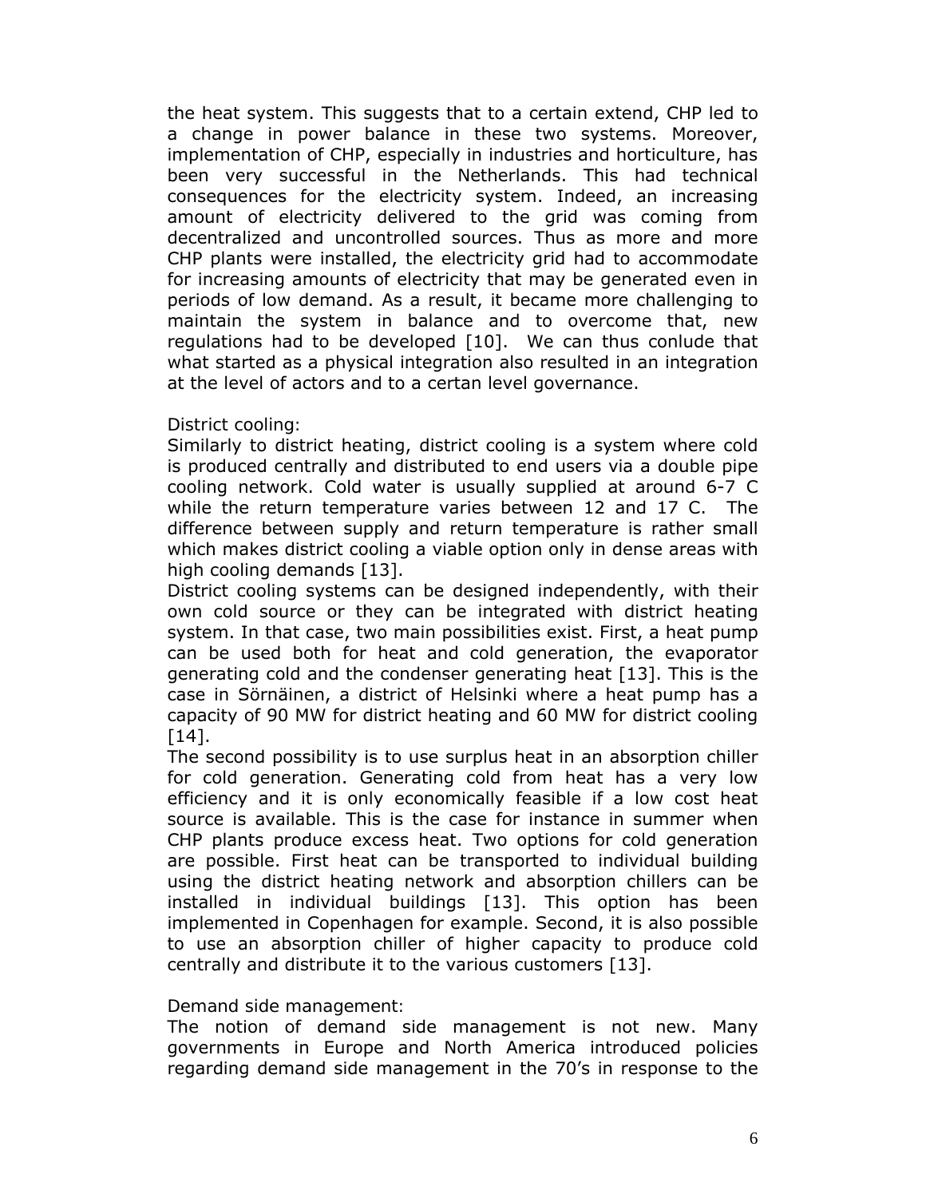the heat system. This suggests that to a certain extend, CHP led to a change in power balance in these two systems. Moreover, implementation of CHP, especially in industries and horticulture, has been very successful in the Netherlands. This had technical consequences for the electricity system. Indeed, an increasing amount of electricity delivered to the grid was coming from decentralized and uncontrolled sources. Thus as more and more CHP plants were installed, the electricity grid had to accommodate for increasing amounts of electricity that may be generated even in periods of low demand. As a result, it became more challenging to maintain the system in balance and to overcome that, new regulations had to be developed [10]. We can thus conlude that what started as a physical integration also resulted in an integration at the level of actors and to a certan level governance.

District cooling:

Similarly to district heating, district cooling is a system where cold is produced centrally and distributed to end users via a double pipe cooling network. Cold water is usually supplied at around 6-7 C while the return temperature varies between 12 and 17 C. The difference between supply and return temperature is rather small which makes district cooling a viable option only in dense areas with high cooling demands [13].

District cooling systems can be designed independently, with their own cold source or they can be integrated with district heating system. In that case, two main possibilities exist. First, a heat pump can be used both for heat and cold generation, the evaporator generating cold and the condenser generating heat [13]. This is the case in Sörnäinen, a district of Helsinki where a heat pump has a capacity of 90 MW for district heating and 60 MW for district cooling [14].

The second possibility is to use surplus heat in an absorption chiller for cold generation. Generating cold from heat has a very low efficiency and it is only economically feasible if a low cost heat source is available. This is the case for instance in summer when CHP plants produce excess heat. Two options for cold generation are possible. First heat can be transported to individual building using the district heating network and absorption chillers can be installed in individual buildings [13]. This option has been implemented in Copenhagen for example. Second, it is also possible to use an absorption chiller of higher capacity to produce cold centrally and distribute it to the various customers [13].

Demand side management:

The notion of demand side management is not new. Many governments in Europe and North America introduced policies regarding demand side management in the 70's in response to the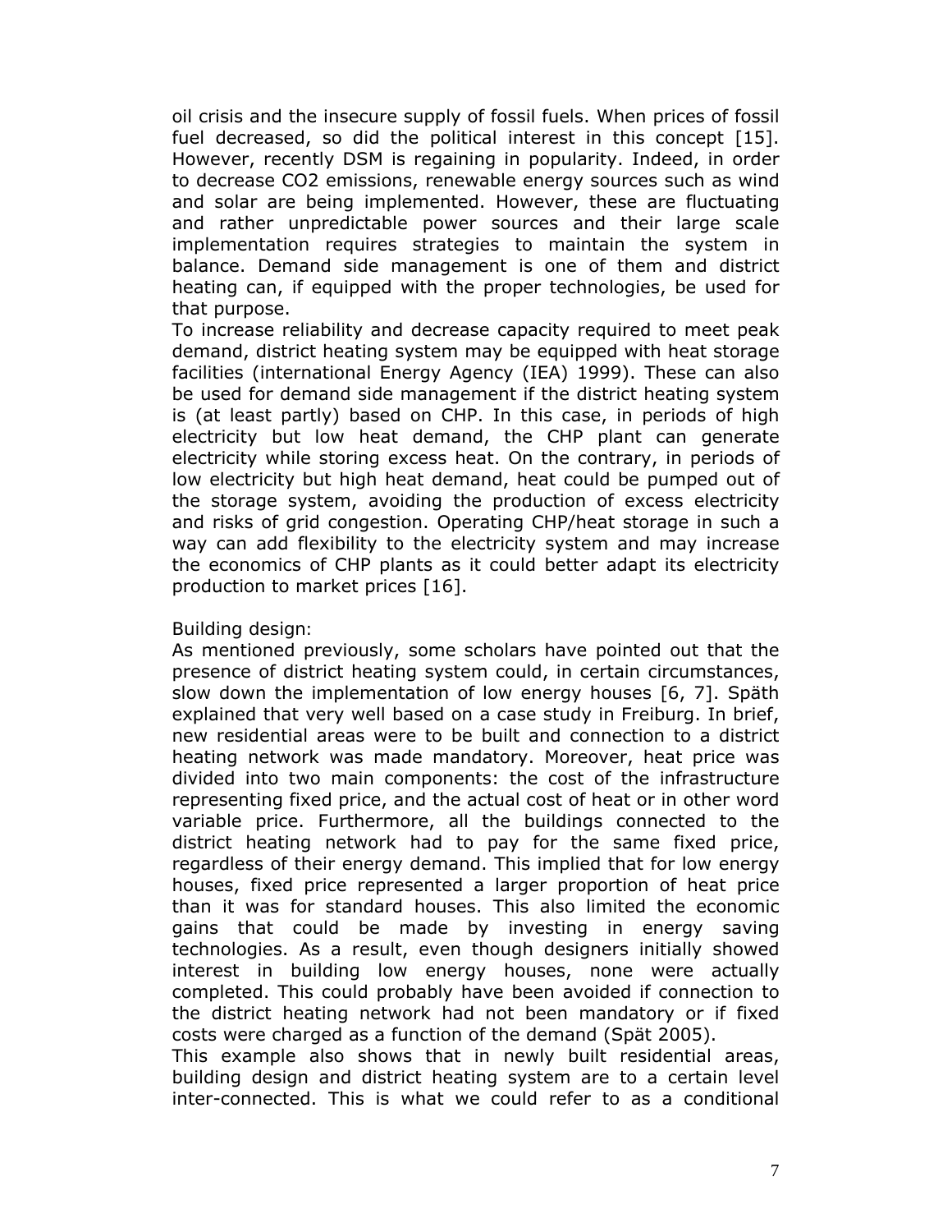oil crisis and the insecure supply of fossil fuels. When prices of fossil fuel decreased, so did the political interest in this concept [15]. However, recently DSM is regaining in popularity. Indeed, in order to decrease CO2 emissions, renewable energy sources such as wind and solar are being implemented. However, these are fluctuating and rather unpredictable power sources and their large scale implementation requires strategies to maintain the system in balance. Demand side management is one of them and district heating can, if equipped with the proper technologies, be used for that purpose.

To increase reliability and decrease capacity required to meet peak demand, district heating system may be equipped with heat storage facilities (international Energy Agency (IEA) 1999). These can also be used for demand side management if the district heating system is (at least partly) based on CHP. In this case, in periods of high electricity but low heat demand, the CHP plant can generate electricity while storing excess heat. On the contrary, in periods of low electricity but high heat demand, heat could be pumped out of the storage system, avoiding the production of excess electricity and risks of grid congestion. Operating CHP/heat storage in such a way can add flexibility to the electricity system and may increase the economics of CHP plants as it could better adapt its electricity production to market prices [16].

Building design:

As mentioned previously, some scholars have pointed out that the presence of district heating system could, in certain circumstances, slow down the implementation of low energy houses [6, 7]. Späth explained that very well based on a case study in Freiburg. In brief, new residential areas were to be built and connection to a district heating network was made mandatory. Moreover, heat price was divided into two main components: the cost of the infrastructure representing fixed price, and the actual cost of heat or in other word variable price. Furthermore, all the buildings connected to the district heating network had to pay for the same fixed price, regardless of their energy demand. This implied that for low energy houses, fixed price represented a larger proportion of heat price than it was for standard houses. This also limited the economic gains that could be made by investing in energy saving technologies. As a result, even though designers initially showed interest in building low energy houses, none were actually completed. This could probably have been avoided if connection to the district heating network had not been mandatory or if fixed costs were charged as a function of the demand (Spät 2005).

This example also shows that in newly built residential areas, building design and district heating system are to a certain level inter-connected. This is what we could refer to as a conditional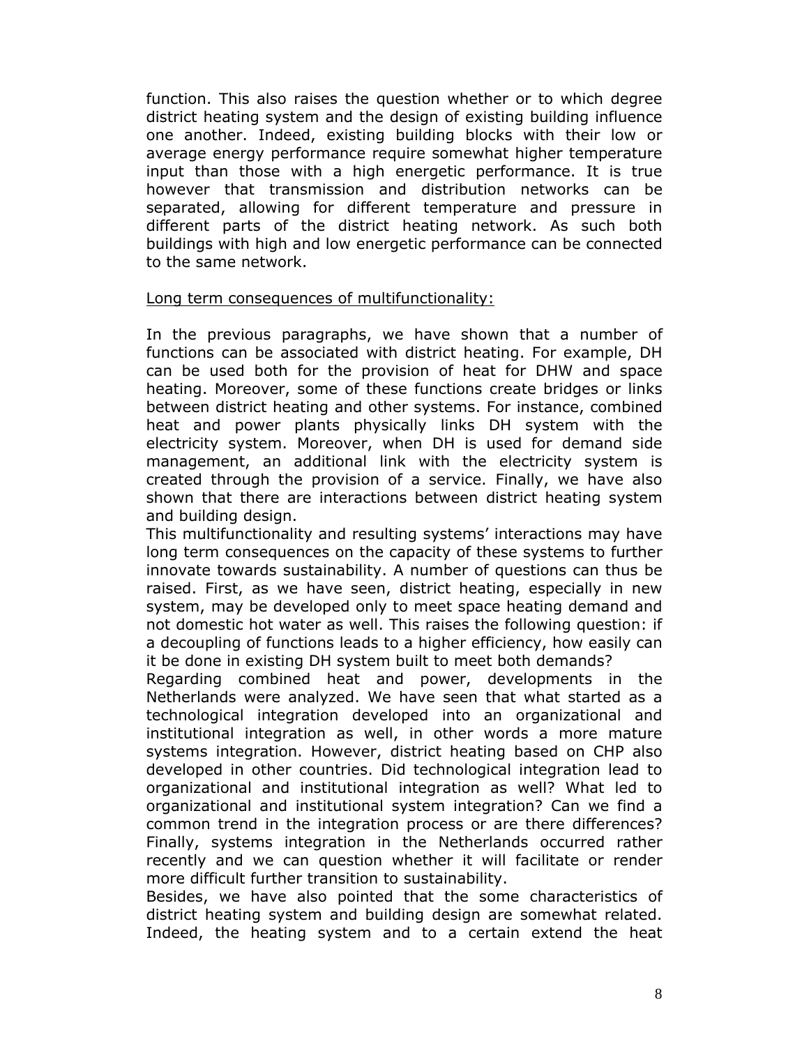function. This also raises the question whether or to which degree district heating system and the design of existing building influence one another. Indeed, existing building blocks with their low or average energy performance require somewhat higher temperature input than those with a high energetic performance. It is true however that transmission and distribution networks can be separated, allowing for different temperature and pressure in different parts of the district heating network. As such both buildings with high and low energetic performance can be connected to the same network.

Long term consequences of multifunctionality:

In the previous paragraphs, we have shown that a number of functions can be associated with district heating. For example, DH can be used both for the provision of heat for DHW and space heating. Moreover, some of these functions create bridges or links between district heating and other systems. For instance, combined heat and power plants physically links DH system with the electricity system. Moreover, when DH is used for demand side management, an additional link with the electricity system is created through the provision of a service. Finally, we have also shown that there are interactions between district heating system and building design.

This multifunctionality and resulting systems' interactions may have long term consequences on the capacity of these systems to further innovate towards sustainability. A number of questions can thus be raised. First, as we have seen, district heating, especially in new system, may be developed only to meet space heating demand and not domestic hot water as well. This raises the following question: if a decoupling of functions leads to a higher efficiency, how easily can it be done in existing DH system built to meet both demands?

Regarding combined heat and power, developments in the Netherlands were analyzed. We have seen that what started as a technological integration developed into an organizational and institutional integration as well, in other words a more mature systems integration. However, district heating based on CHP also developed in other countries. Did technological integration lead to organizational and institutional integration as well? What led to organizational and institutional system integration? Can we find a common trend in the integration process or are there differences? Finally, systems integration in the Netherlands occurred rather recently and we can question whether it will facilitate or render more difficult further transition to sustainability.

Besides, we have also pointed that the some characteristics of district heating system and building design are somewhat related. Indeed, the heating system and to a certain extend the heat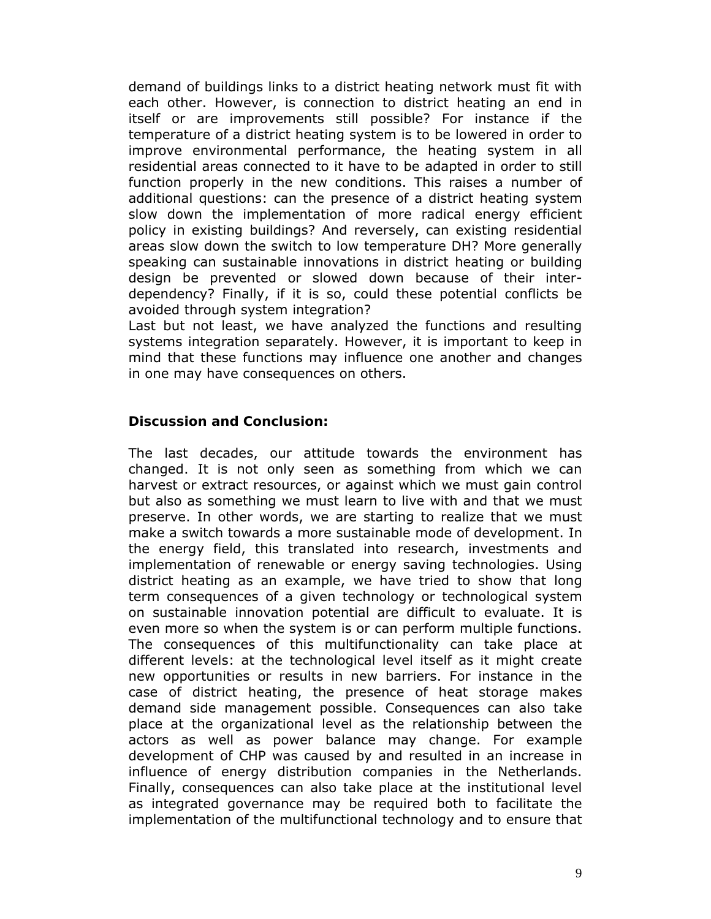demand of buildings links to a district heating network must fit with each other. However, is connection to district heating an end in itself or are improvements still possible? For instance if the temperature of a district heating system is to be lowered in order to improve environmental performance, the heating system in all residential areas connected to it have to be adapted in order to still function properly in the new conditions. This raises a number of additional questions: can the presence of a district heating system slow down the implementation of more radical energy efficient policy in existing buildings? And reversely, can existing residential areas slow down the switch to low temperature DH? More generally speaking can sustainable innovations in district heating or building design be prevented or slowed down because of their inter-dependency? Finally, if it is so, could these potential conflicts be avoided through system integration?

Last but not least, we have analyzed the functions and resulting systems integration separately. However, it is important to keep in mind that these functions may influence one another and changes in one may have consequences on others.

## Discussion and Conclusion:

The last decades, our attitude towards the environment has changed. It is not only seen as something from which we can harvest or extract resources, or against which we must gain control but also as something we must learn to live with and that we must preserve. In other words, we are starting to realize that we must make a switch towards a more sustainable mode of development. In the energy field, this translated into research, investments and implementation of renewable or energy saving technologies. Using district heating as an example, we have tried to show that long term consequences of a given technology or technological system on sustainable innovation potential are difficult to evaluate. It is even more so when the system is or can perform multiple functions. The consequences of this multifunctionality can take place at different levels: at the technological level itself as it might create new opportunities or results in new barriers. For instance in the case of district heating, the presence of heat storage makes demand side management possible. Consequences can also take place at the organizational level as the relationship between the actors as well as power balance may change. For example development of CHP was caused by and resulted in an increase in influence of energy distribution companies in the Netherlands. Finally, consequences can also take place at the institutional level as integrated governance may be required both to facilitate the implementation of the multifunctional technology and to ensure that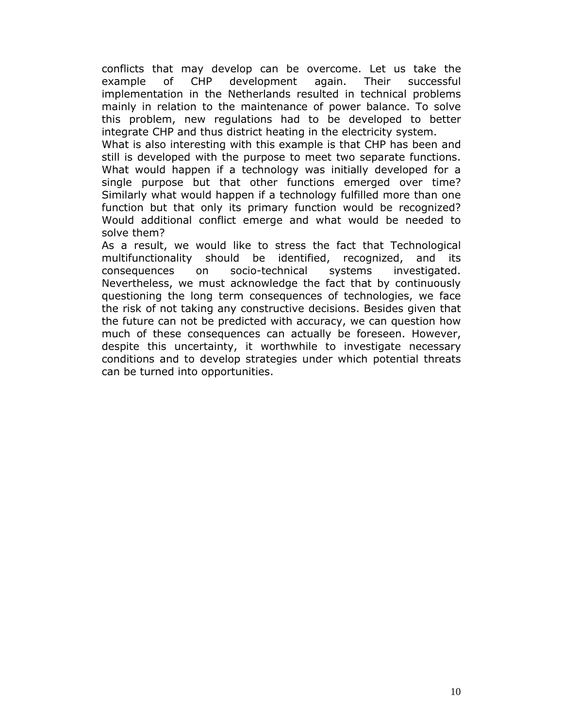conflicts that may develop can be overcome. Let us take the example of CHP development again. Their successful implementation in the Netherlands resulted in technical problems mainly in relation to the maintenance of power balance. To solve this problem, new regulations had to be developed to better integrate CHP and thus district heating in the electricity system.

What is also interesting with this example is that CHP has been and still is developed with the purpose to meet two separate functions. What would happen if a technology was initially developed for a single purpose but that other functions emerged over time? Similarly what would happen if a technology fulfilled more than one function but that only its primary function would be recognized? Would additional conflict emerge and what would be needed to solve them?

As a result, we would like to stress the fact that Technological multifunctionality should be identified, recognized, and its consequences on socio-technical systems investigated. Nevertheless, we must acknowledge the fact that by continuously questioning the long term consequences of technologies, we face the risk of not taking any constructive decisions. Besides given that the future can not be predicted with accuracy, we can question how much of these consequences can actually be foreseen. However, despite this uncertainty, it worthwhile to investigate necessary conditions and to develop strategies under which potential threats can be turned into opportunities.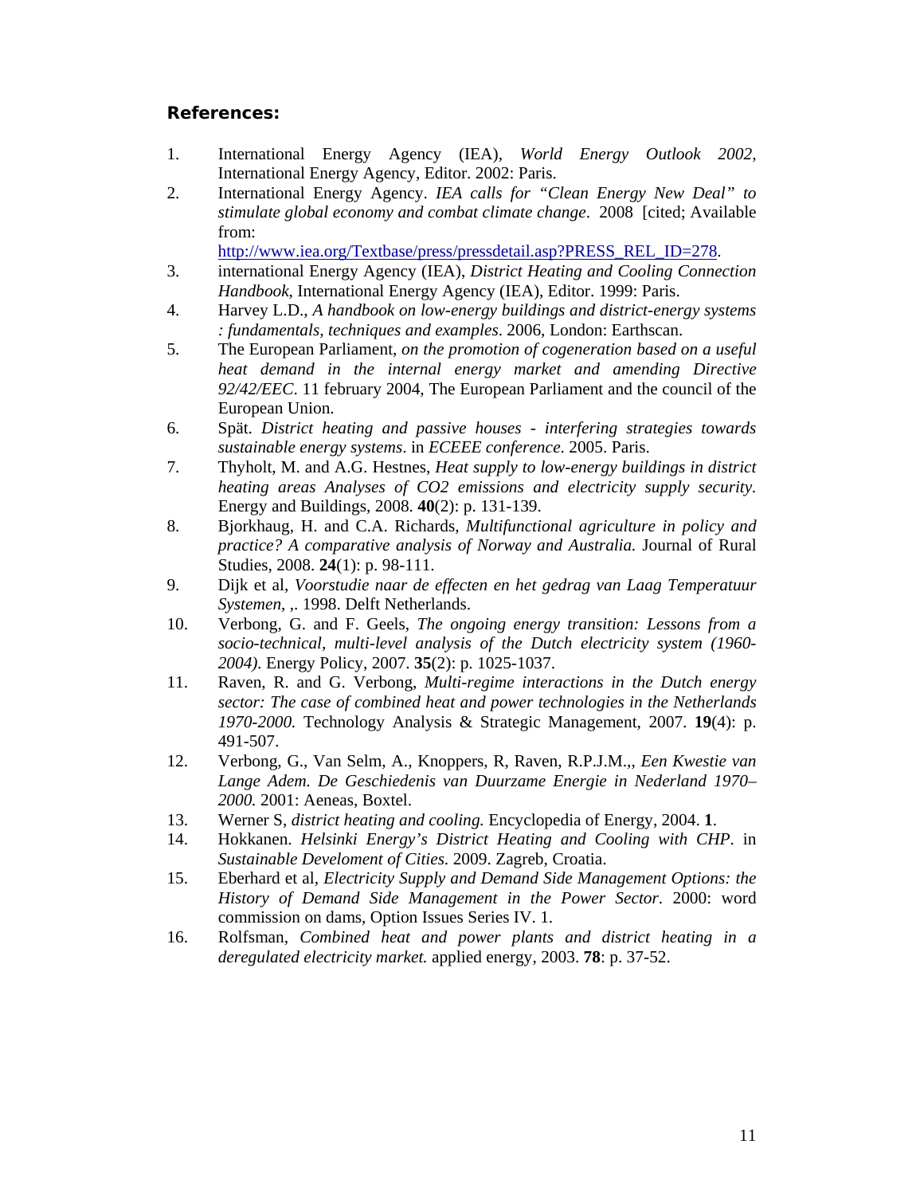**References:**

1. International Energy Agency (IEA), *World Energy Outlook 2002*, International Energy Agency, Editor. 2002: Paris.
2. International Energy Agency. *IEA calls for "Clean Energy New Deal" to stimulate global economy and combat climate change*. 2008 [cited; Available from: http://www.iea.org/Textbase/press/pressdetail.asp?PRESS_REL_ID=278.
3. international Energy Agency (IEA), *District Heating and Cooling Connection Handbook*, International Energy Agency (IEA), Editor. 1999: Paris.
4. Harvey L.D., *A handbook on low-energy buildings and district-energy systems : fundamentals, techniques and examples*. 2006, London: Earthscan.
5. The European Parliament, *on the promotion of cogeneration based on a useful heat demand in the internal energy market and amending Directive 92/42/EEC*. 11 february 2004, The European Parliament and the council of the European Union.
6. Spät. *District heating and passive houses - interfering strategies towards sustainable energy systems*. in *ECEEE conference*. 2005. Paris.
7. Thyholt, M. and A.G. Hestnes, *Heat supply to low-energy buildings in district heating areas Analyses of CO2 emissions and electricity supply security.* Energy and Buildings, 2008. **40**(2): p. 131-139.
8. Bjorkhaug, H. and C.A. Richards, *Multifunctional agriculture in policy and practice? A comparative analysis of Norway and Australia.* Journal of Rural Studies, 2008. **24**(1): p. 98-111.
9. Dijk et al, *Voorstudie naar de effecten en het gedrag van Laag Temperatuur Systemen*, ,. 1998. Delft Netherlands.
10. Verbong, G. and F. Geels, *The ongoing energy transition: Lessons from a socio-technical, multi-level analysis of the Dutch electricity system (1960-2004).* Energy Policy, 2007. **35**(2): p. 1025-1037.
11. Raven, R. and G. Verbong, *Multi-regime interactions in the Dutch energy sector: The case of combined heat and power technologies in the Netherlands 1970-2000.* Technology Analysis & Strategic Management, 2007. **19**(4): p. 491-507.
12. Verbong, G., Van Selm, A., Knoppers, R, Raven, R.P.J.M.,, *Een Kwestie van Lange Adem. De Geschiedenis van Duurzame Energie in Nederland 1970–2000.* 2001: Aeneas, Boxtel.
13. Werner S, *district heating and cooling.* Encyclopedia of Energy, 2004. **1**.
14. Hokkanen. *Helsinki Energy's District Heating and Cooling with CHP*. in *Sustainable Develoment of Cities.* 2009. Zagreb, Croatia.
15. Eberhard et al, *Electricity Supply and Demand Side Management Options: the History of Demand Side Management in the Power Sector.* 2000: word commission on dams, Option Issues Series IV. 1.
16. Rolfsman, *Combined heat and power plants and district heating in a deregulated electricity market.* applied energy, 2003. **78**: p. 37-52.